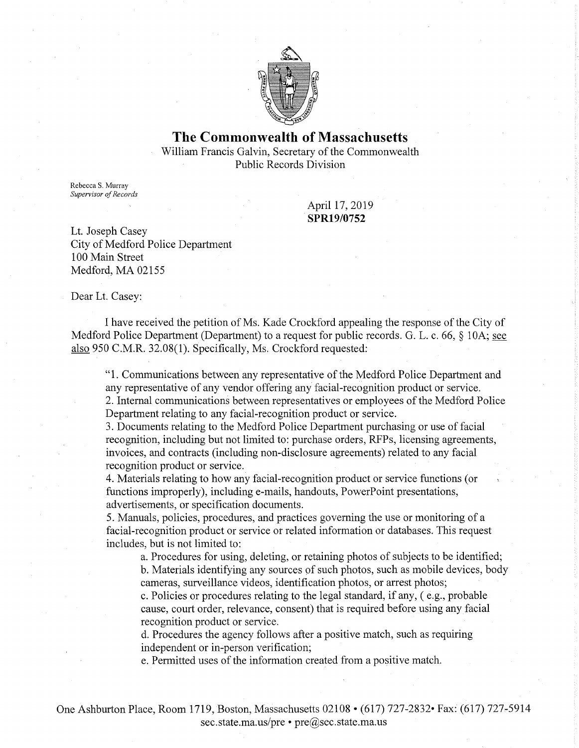# The Commonwealth of Massachusetts

William Francis Galvin, Secretary of the Commonwealth
Public Records Division

Rebecca S. Murray
*Supervisor of Records*

April 17, 2019
**SPR19/0752**

Lt. Joseph Casey
City of Medford Police Department
100 Main Street
Medford, MA 02155

Dear Lt. Casey:

I have received the petition of Ms. Kade Crockford appealing the response of the City of Medford Police Department (Department) to a request for public records. G. L. c. 66, § 10A; see also 950 C.M.R. 32.08(1). Specifically, Ms. Crockford requested:

> "1. Communications between any representative of the Medford Police Department and any representative of any vendor offering any facial-recognition product or service.
> 2. Internal communications between representatives or employees of the Medford Police Department relating to any facial-recognition product or service.
> 3. Documents relating to the Medford Police Department purchasing or use of facial recognition, including but not limited to: purchase orders, RFPs, licensing agreements, invoices, and contracts (including non-disclosure agreements) related to any facial recognition product or service.
> 4. Materials relating to how any facial-recognition product or service functions (or functions improperly), including e-mails, handouts, PowerPoint presentations, advertisements, or specification documents.
> 5. Manuals, policies, procedures, and practices governing the use or monitoring of a facial-recognition product or service or related information or databases. This request includes, but is not limited to:
>
> a. Procedures for using, deleting, or retaining photos of subjects to be identified;
> b. Materials identifying any sources of such photos, such as mobile devices, body cameras, surveillance videos, identification photos, or arrest photos;
> c. Policies or procedures relating to the legal standard, if any, ( e.g., probable cause, court order, relevance, consent) that is required before using any facial recognition product or service.
> d. Procedures the agency follows after a positive match, such as requiring independent or in-person verification;
> e. Permitted uses of the information created from a positive match.

One Ashburton Place, Room 1719, Boston, Massachusetts 02108 • (617) 727-2832 • Fax: (617) 727-5914
sec.state.ma.us/pre • pre@sec.state.ma.us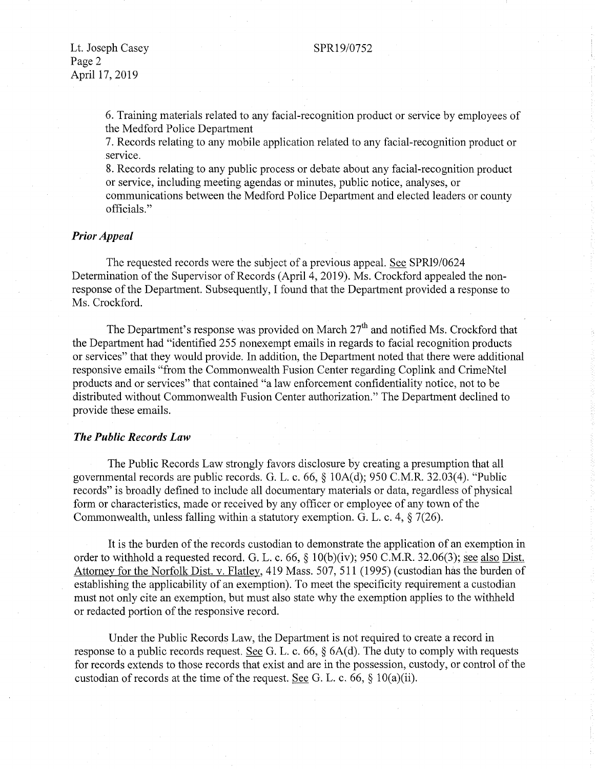6. Training materials related to any facial-recognition product or service by employees of the Medford Police Department

7. Records relating to any mobile application related to any facial-recognition product or service.

8. Records relating to any public process or debate about any facial-recognition product or service, including meeting agendas or minutes, public notice, analyses, or communications between the Medford Police Department and elected leaders or county officials."

***Prior Appeal***

The requested records were the subject of a previous appeal. See SPR19/0624 Determination of the Supervisor of Records (April 4, 2019). Ms. Crockford appealed the non-response of the Department. Subsequently, I found that the Department provided a response to Ms. Crockford.

The Department's response was provided on March 27th and notified Ms. Crockford that the Department had "identified 255 nonexempt emails in regards to facial recognition products or services" that they would provide. In addition, the Department noted that there were additional responsive emails "from the Commonwealth Fusion Center regarding Coplink and CrimeNtel products and or services" that contained "a law enforcement confidentiality notice, not to be distributed without Commonwealth Fusion Center authorization." The Department declined to provide these emails.

***The Public Records Law***

The Public Records Law strongly favors disclosure by creating a presumption that all governmental records are public records. G. L. c. 66, § 10A(d); 950 C.M.R. 32.03(4). "Public records" is broadly defined to include all documentary materials or data, regardless of physical form or characteristics, made or received by any officer or employee of any town of the Commonwealth, unless falling within a statutory exemption. G. L. c. 4, § 7(26).

It is the burden of the records custodian to demonstrate the application of an exemption in order to withhold a requested record. G. L. c. 66, § 10(b)(iv); 950 C.M.R. 32.06(3); see also Dist. Attorney for the Norfolk Dist. v. Flatley, 419 Mass. 507, 511 (1995) (custodian has the burden of establishing the applicability of an exemption). To meet the specificity requirement a custodian must not only cite an exemption, but must also state why the exemption applies to the withheld or redacted portion of the responsive record.

Under the Public Records Law, the Department is not required to create a record in response to a public records request. See G. L. c. 66, § 6A(d). The duty to comply with requests for records extends to those records that exist and are in the possession, custody, or control of the custodian of records at the time of the request. See G. L. c. 66, § 10(a)(ii).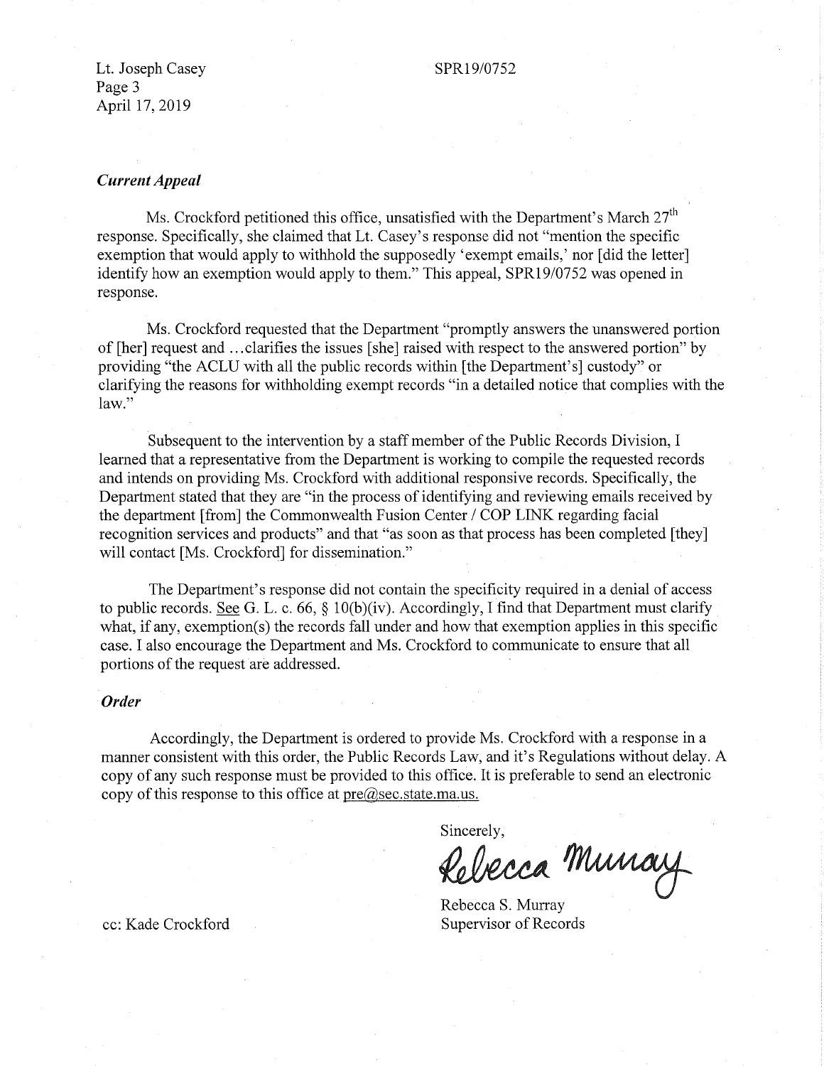Lt. Joseph Casey
Page 3
April 17, 2019

SPR19/0752

***Current Appeal***

Ms. Crockford petitioned this office, unsatisfied with the Department's March 27th response. Specifically, she claimed that Lt. Casey's response did not "mention the specific exemption that would apply to withhold the supposedly 'exempt emails,' nor [did the letter] identify how an exemption would apply to them." This appeal, SPR19/0752 was opened in response.

Ms. Crockford requested that the Department "promptly answers the unanswered portion of [her] request and ...clarifies the issues [she] raised with respect to the answered portion" by providing "the ACLU with all the public records within [the Department's] custody" or clarifying the reasons for withholding exempt records "in a detailed notice that complies with the law."

Subsequent to the intervention by a staff member of the Public Records Division, I learned that a representative from the Department is working to compile the requested records and intends on providing Ms. Crockford with additional responsive records. Specifically, the Department stated that they are "in the process of identifying and reviewing emails received by the department [from] the Commonwealth Fusion Center / COP LINK regarding facial recognition services and products" and that "as soon as that process has been completed [they] will contact [Ms. Crockford] for dissemination."

The Department's response did not contain the specificity required in a denial of access to public records. See G. L. c. 66, § 10(b)(iv). Accordingly, I find that Department must clarify what, if any, exemption(s) the records fall under and how that exemption applies in this specific case. I also encourage the Department and Ms. Crockford to communicate to ensure that all portions of the request are addressed.

***Order***

Accordingly, the Department is ordered to provide Ms. Crockford with a response in a manner consistent with this order, the Public Records Law, and it's Regulations without delay. A copy of any such response must be provided to this office. It is preferable to send an electronic copy of this response to this office at pre@sec.state.ma.us.

Sincerely,

Rebecca Murray

Rebecca S. Murray
Supervisor of Records

cc: Kade Crockford